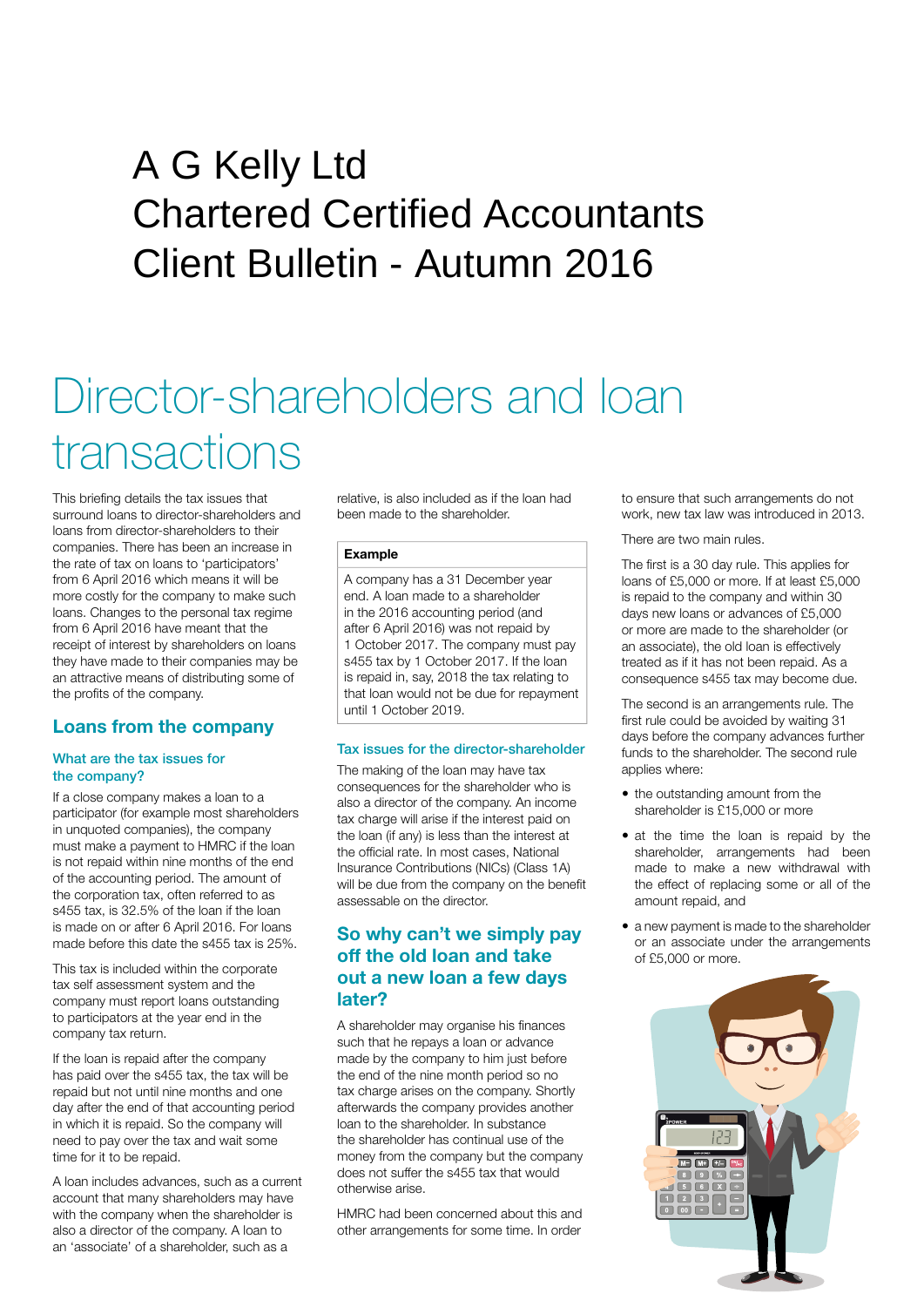# A G Kelly Ltd
# Chartered Certified Accountants
# Client Bulletin - Autumn 2016

# Director-shareholders and loan transactions

This briefing details the tax issues that surround loans to director-shareholders and loans from director-shareholders to their companies. There has been an increase in the rate of tax on loans to 'participators' from 6 April 2016 which means it will be more costly for the company to make such loans. Changes to the personal tax regime from 6 April 2016 have meant that the receipt of interest by shareholders on loans they have made to their companies may be an attractive means of distributing some of the profits of the company.

## Loans from the company

### What are the tax issues for the company?

If a close company makes a loan to a participator (for example most shareholders in unquoted companies), the company must make a payment to HMRC if the loan is not repaid within nine months of the end of the accounting period. The amount of the corporation tax, often referred to as s455 tax, is 32.5% of the loan if the loan is made on or after 6 April 2016. For loans made before this date the s455 tax is 25%.

This tax is included within the corporate tax self assessment system and the company must report loans outstanding to participators at the year end in the company tax return.

If the loan is repaid after the company has paid over the s455 tax, the tax will be repaid but not until nine months and one day after the end of that accounting period in which it is repaid. So the company will need to pay over the tax and wait some time for it to be repaid.

A loan includes advances, such as a current account that many shareholders may have with the company when the shareholder is also a director of the company. A loan to an 'associate' of a shareholder, such as a relative, is also included as if the loan had been made to the shareholder.

**Example**

A company has a 31 December year end. A loan made to a shareholder in the 2016 accounting period (and after 6 April 2016) was not repaid by 1 October 2017. The company must pay s455 tax by 1 October 2017. If the loan is repaid in, say, 2018 the tax relating to that loan would not be due for repayment until 1 October 2019.

### Tax issues for the director-shareholder

The making of the loan may have tax consequences for the shareholder who is also a director of the company. An income tax charge will arise if the interest paid on the loan (if any) is less than the interest at the official rate. In most cases, National Insurance Contributions (NICs) (Class 1A) will be due from the company on the benefit assessable on the director.

## So why can't we simply pay off the old loan and take out a new loan a few days later?

A shareholder may organise his finances such that he repays a loan or advance made by the company to him just before the end of the nine month period so no tax charge arises on the company. Shortly afterwards the company provides another loan to the shareholder. In substance the shareholder has continual use of the money from the company but the company does not suffer the s455 tax that would otherwise arise.

HMRC had been concerned about this and other arrangements for some time. In order to ensure that such arrangements do not work, new tax law was introduced in 2013.

There are two main rules.

The first is a 30 day rule. This applies for loans of £5,000 or more. If at least £5,000 is repaid to the company and within 30 days new loans or advances of £5,000 or more are made to the shareholder (or an associate), the old loan is effectively treated as if it has not been repaid. As a consequence s455 tax may become due.

The second is an arrangements rule. The first rule could be avoided by waiting 31 days before the company advances further funds to the shareholder. The second rule applies where:

- the outstanding amount from the shareholder is £15,000 or more
- at the time the loan is repaid by the shareholder, arrangements had been made to make a new withdrawal with the effect of replacing some or all of the amount repaid, and
- a new payment is made to the shareholder or an associate under the arrangements of £5,000 or more.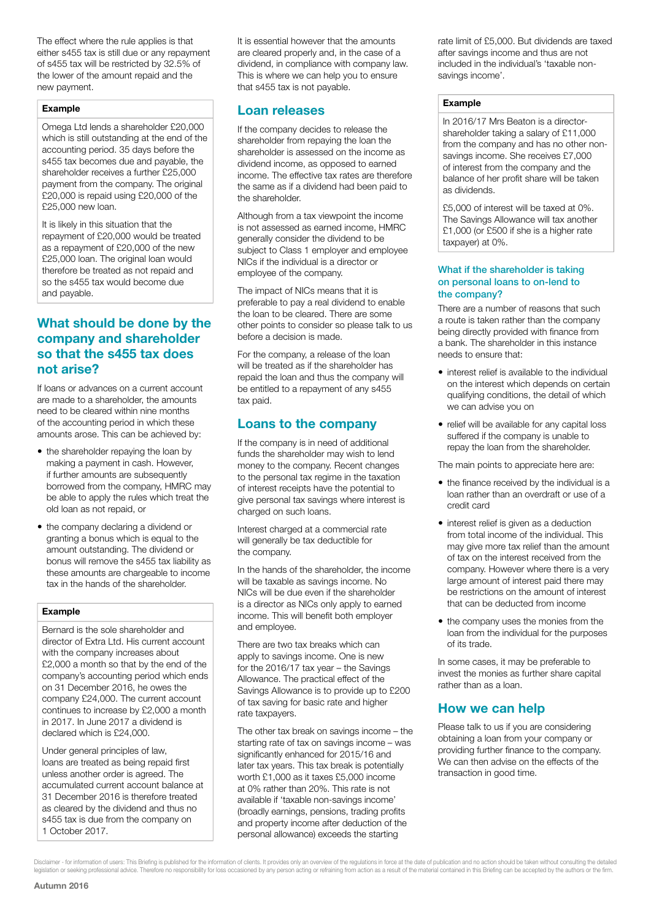The effect where the rule applies is that either s455 tax is still due or any repayment of s455 tax will be restricted by 32.5% of the lower of the amount repaid and the new payment.

**Example**

Omega Ltd lends a shareholder £20,000 which is still outstanding at the end of the accounting period. 35 days before the s455 tax becomes due and payable, the shareholder receives a further £25,000 payment from the company. The original £20,000 is repaid using £20,000 of the £25,000 new loan.

It is likely in this situation that the repayment of £20,000 would be treated as a repayment of £20,000 of the new £25,000 loan. The original loan would therefore be treated as not repaid and so the s455 tax would become due and payable.

## What should be done by the company and shareholder so that the s455 tax does not arise?

If loans or advances on a current account are made to a shareholder, the amounts need to be cleared within nine months of the accounting period in which these amounts arose. This can be achieved by:

- the shareholder repaying the loan by making a payment in cash. However, if further amounts are subsequently borrowed from the company, HMRC may be able to apply the rules which treat the old loan as not repaid, or
- the company declaring a dividend or granting a bonus which is equal to the amount outstanding. The dividend or bonus will remove the s455 tax liability as these amounts are chargeable to income tax in the hands of the shareholder.

**Example**

Bernard is the sole shareholder and director of Extra Ltd. His current account with the company increases about £2,000 a month so that by the end of the company's accounting period which ends on 31 December 2016, he owes the company £24,000. The current account continues to increase by £2,000 a month in 2017. In June 2017 a dividend is declared which is £24,000.

Under general principles of law, loans are treated as being repaid first unless another order is agreed. The accumulated current account balance at 31 December 2016 is therefore treated as cleared by the dividend and thus no s455 tax is due from the company on 1 October 2017.

It is essential however that the amounts are cleared properly and, in the case of a dividend, in compliance with company law. This is where we can help you to ensure that s455 tax is not payable.

## Loan releases

If the company decides to release the shareholder from repaying the loan the shareholder is assessed on the income as dividend income, as opposed to earned income. The effective tax rates are therefore the same as if a dividend had been paid to the shareholder.

Although from a tax viewpoint the income is not assessed as earned income, HMRC generally consider the dividend to be subject to Class 1 employer and employee NICs if the individual is a director or employee of the company.

The impact of NICs means that it is preferable to pay a real dividend to enable the loan to be cleared. There are some other points to consider so please talk to us before a decision is made.

For the company, a release of the loan will be treated as if the shareholder has repaid the loan and thus the company will be entitled to a repayment of any s455 tax paid.

## Loans to the company

If the company is in need of additional funds the shareholder may wish to lend money to the company. Recent changes to the personal tax regime in the taxation of interest receipts have the potential to give personal tax savings where interest is charged on such loans.

Interest charged at a commercial rate will generally be tax deductible for the company.

In the hands of the shareholder, the income will be taxable as savings income. No NICs will be due even if the shareholder is a director as NICs only apply to earned income. This will benefit both employer and employee.

There are two tax breaks which can apply to savings income. One is new for the 2016/17 tax year – the Savings Allowance. The practical effect of the Savings Allowance is to provide up to £200 of tax saving for basic rate and higher rate taxpayers.

The other tax break on savings income – the starting rate of tax on savings income – was significantly enhanced for 2015/16 and later tax years. This tax break is potentially worth £1,000 as it taxes £5,000 income at 0% rather than 20%. This rate is not available if 'taxable non-savings income' (broadly earnings, pensions, trading profits and property income after deduction of the personal allowance) exceeds the starting rate limit of £5,000. But dividends are taxed after savings income and thus are not included in the individual's 'taxable non-savings income'.

**Example**

In 2016/17 Mrs Beaton is a director-shareholder taking a salary of £11,000 from the company and has no other non-savings income. She receives £7,000 of interest from the company and the balance of her profit share will be taken as dividends.

£5,000 of interest will be taxed at 0%. The Savings Allowance will tax another £1,000 (or £500 if she is a higher rate taxpayer) at 0%.

### What if the shareholder is taking on personal loans to on-lend to the company?

There are a number of reasons that such a route is taken rather than the company being directly provided with finance from a bank. The shareholder in this instance needs to ensure that:

- interest relief is available to the individual on the interest which depends on certain qualifying conditions, the detail of which we can advise you on
- relief will be available for any capital loss suffered if the company is unable to repay the loan from the shareholder.

The main points to appreciate here are:

- the finance received by the individual is a loan rather than an overdraft or use of a credit card
- interest relief is given as a deduction from total income of the individual. This may give more tax relief than the amount of tax on the interest received from the company. However where there is a very large amount of interest paid there may be restrictions on the amount of interest that can be deducted from income
- the company uses the monies from the loan from the individual for the purposes of its trade.

In some cases, it may be preferable to invest the monies as further share capital rather than as a loan.

## How we can help

Please talk to us if you are considering obtaining a loan from your company or providing further finance to the company. We can then advise on the effects of the transaction in good time.

Disclaimer - for information of users: This Briefing is published for the information of clients. It provides only an overview of the regulations in force at the date of publication and no action should be taken without consulting the detailed legislation or seeking professional advice. Therefore no responsibility for loss occasioned by any person acting or refraining from action as a result of the material contained in this Briefing can be accepted by the authors or the firm.

Autumn 2016